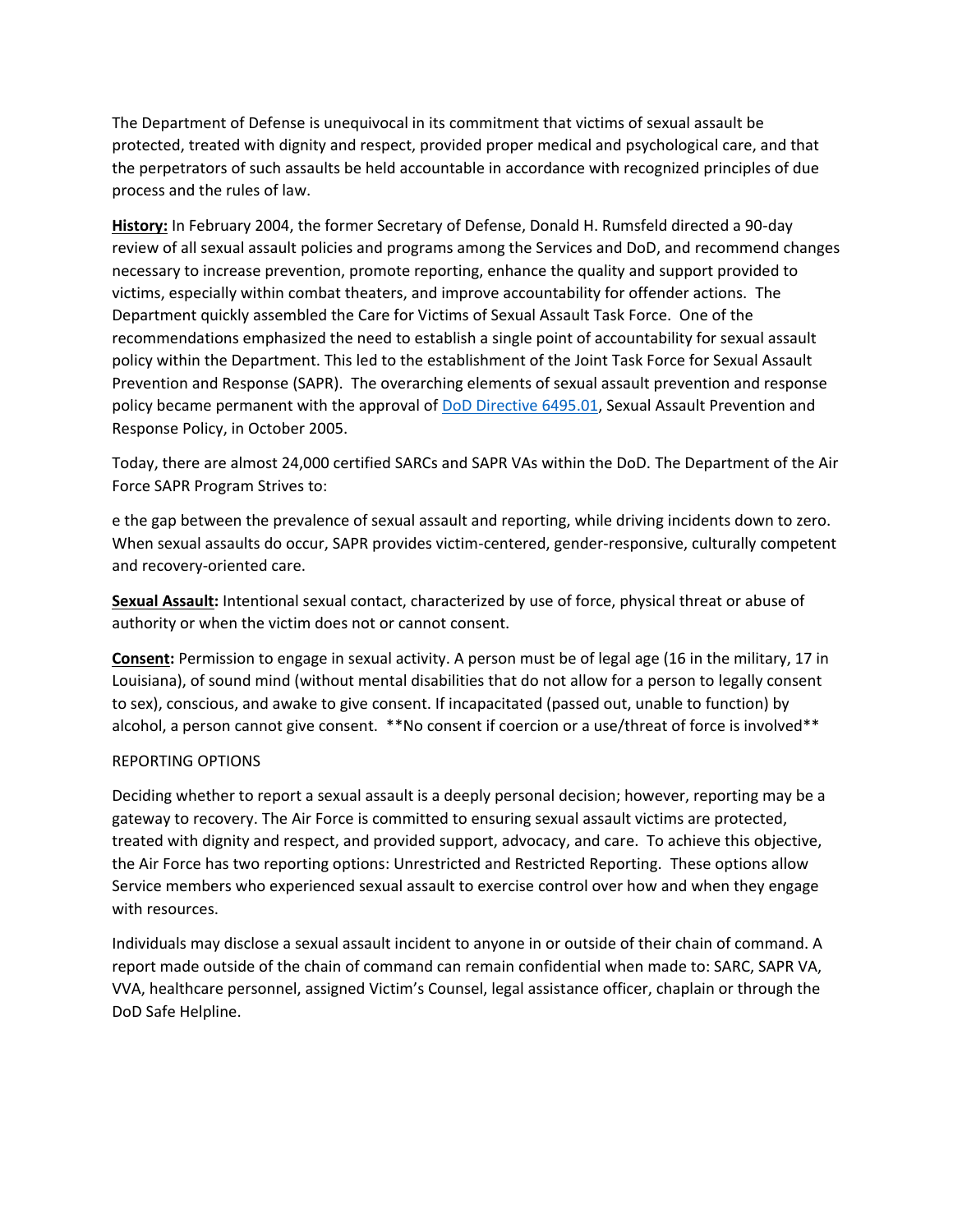The Department of Defense is unequivocal in its commitment that victims of sexual assault be protected, treated with dignity and respect, provided proper medical and psychological care, and that the perpetrators of such assaults be held accountable in accordance with recognized principles of due process and the rules of law.

**History:** In February 2004, the former Secretary of Defense, Donald H. Rumsfeld directed a 90-day review of all sexual assault policies and programs among the Services and DoD, and recommend changes necessary to increase prevention, promote reporting, enhance the quality and support provided to victims, especially within combat theaters, and improve accountability for offender actions. The Department quickly assembled the Care for Victims of Sexual Assault Task Force. One of the recommendations emphasized the need to establish a single point of accountability for sexual assault policy within the Department. This led to the establishment of the Joint Task Force for Sexual Assault Prevention and Response (SAPR). The overarching elements of sexual assault prevention and response policy became permanent with the approval of [DoD Directive 6495.01](), Sexual Assault Prevention and Response Policy, in October 2005.

Today, there are almost 24,000 certified SARCs and SAPR VAs within the DoD. The Department of the Air Force SAPR Program Strives to:

e the gap between the prevalence of sexual assault and reporting, while driving incidents down to zero. When sexual assaults do occur, SAPR provides victim-centered, gender-responsive, culturally competent and recovery-oriented care.

**Sexual Assault:** Intentional sexual contact, characterized by use of force, physical threat or abuse of authority or when the victim does not or cannot consent.

**Consent:** Permission to engage in sexual activity. A person must be of legal age (16 in the military, 17 in Louisiana), of sound mind (without mental disabilities that do not allow for a person to legally consent to sex), conscious, and awake to give consent. If incapacitated (passed out, unable to function) by alcohol, a person cannot give consent. **No consent if coercion or a use/threat of force is involved**

REPORTING OPTIONS

Deciding whether to report a sexual assault is a deeply personal decision; however, reporting may be a gateway to recovery. The Air Force is committed to ensuring sexual assault victims are protected, treated with dignity and respect, and provided support, advocacy, and care. To achieve this objective, the Air Force has two reporting options: Unrestricted and Restricted Reporting. These options allow Service members who experienced sexual assault to exercise control over how and when they engage with resources.

Individuals may disclose a sexual assault incident to anyone in or outside of their chain of command. A report made outside of the chain of command can remain confidential when made to: SARC, SAPR VA, VVA, healthcare personnel, assigned Victim's Counsel, legal assistance officer, chaplain or through the DoD Safe Helpline.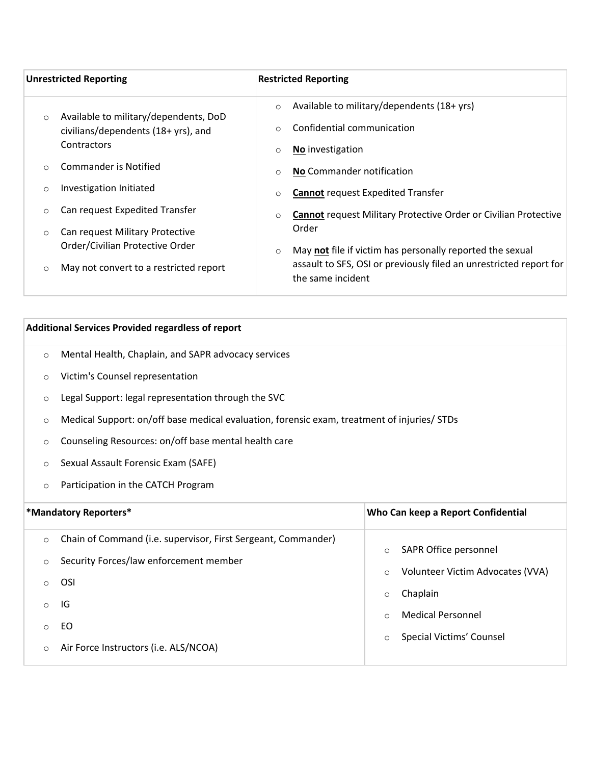| **Unrestricted Reporting** | **Restricted Reporting** |
|---|---|
| ○ Available to military/dependents, DoD civilians/dependents (18+ yrs), and Contractors<br>○ Commander is Notified<br>○ Investigation Initiated<br>○ Can request Expedited Transfer<br>○ Can request Military Protective Order/Civilian Protective Order<br>○ May not convert to a restricted report | ○ Available to military/dependents (18+ yrs)<br>○ Confidential communication<br>○ **No** investigation<br>○ **No** Commander notification<br>○ **Cannot** request Expedited Transfer<br>○ **Cannot** request Military Protective Order or Civilian Protective Order<br>○ May **not** file if victim has personally reported the sexual assault to SFS, OSI or previously filed an unrestricted report for the same incident |

**Additional Services Provided regardless of report**

- Mental Health, Chaplain, and SAPR advocacy services
- Victim's Counsel representation
- Legal Support: legal representation through the SVC
- Medical Support: on/off base medical evaluation, forensic exam, treatment of injuries/ STDs
- Counseling Resources: on/off base mental health care
- Sexual Assault Forensic Exam (SAFE)
- Participation in the CATCH Program

| **\*Mandatory Reporters\*** | **Who Can keep a Report Confidential** |
|---|---|
| ○ Chain of Command (i.e. supervisor, First Sergeant, Commander)<br>○ Security Forces/law enforcement member<br>○ OSI<br>○ IG<br>○ EO<br>○ Air Force Instructors (i.e. ALS/NCOA) | ○ SAPR Office personnel<br>○ Volunteer Victim Advocates (VVA)<br>○ Chaplain<br>○ Medical Personnel<br>○ Special Victims' Counsel |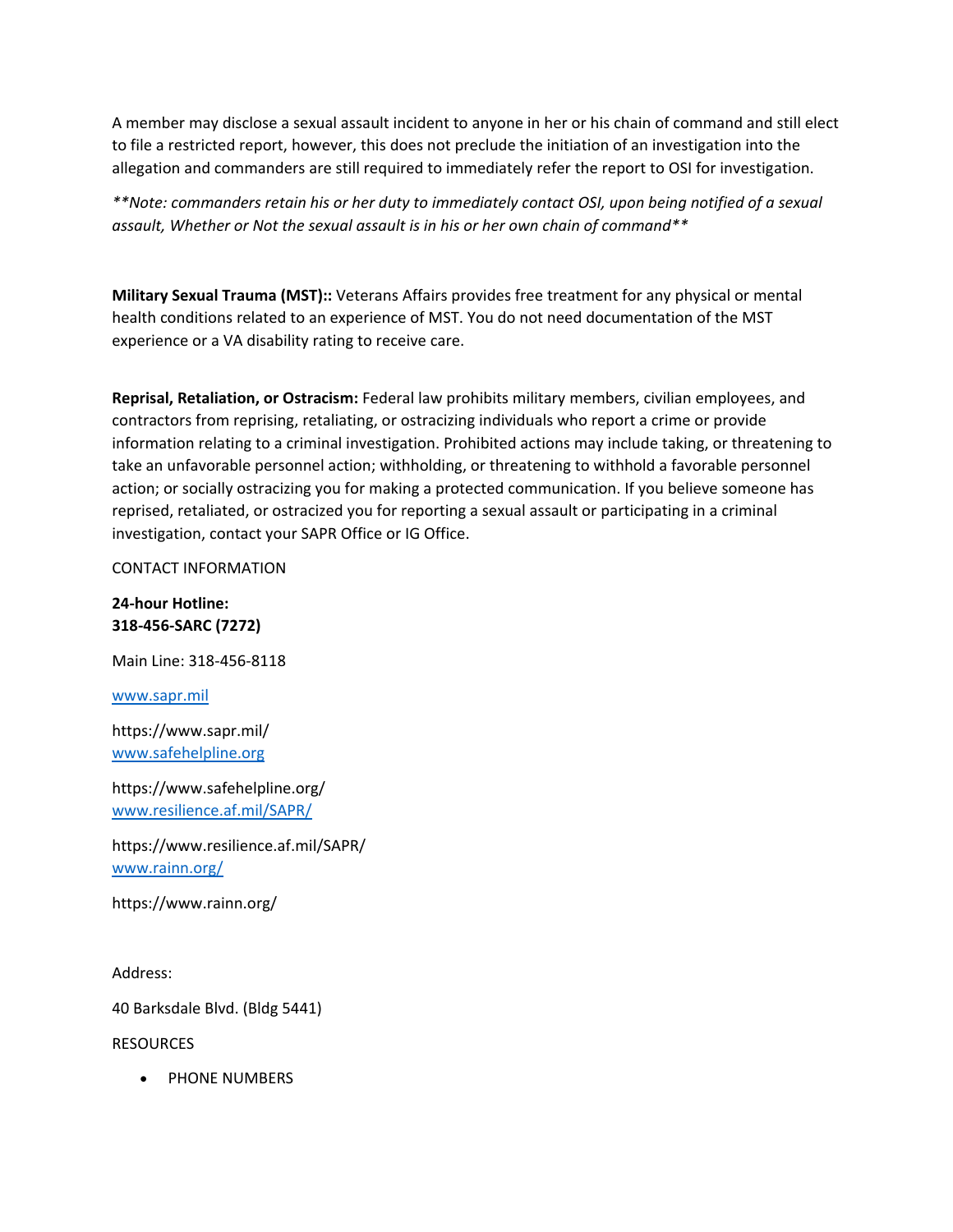A member may disclose a sexual assault incident to anyone in her or his chain of command and still elect to file a restricted report, however, this does not preclude the initiation of an investigation into the allegation and commanders are still required to immediately refer the report to OSI for investigation.

*\*\*Note: commanders retain his or her duty to immediately contact OSI, upon being notified of a sexual assault, Whether or Not the sexual assault is in his or her own chain of command\*\**

**Military Sexual Trauma (MST)::** Veterans Affairs provides free treatment for any physical or mental health conditions related to an experience of MST. You do not need documentation of the MST experience or a VA disability rating to receive care.

**Reprisal, Retaliation, or Ostracism:** Federal law prohibits military members, civilian employees, and contractors from reprising, retaliating, or ostracizing individuals who report a crime or provide information relating to a criminal investigation. Prohibited actions may include taking, or threatening to take an unfavorable personnel action; withholding, or threatening to withhold a favorable personnel action; or socially ostracizing you for making a protected communication. If you believe someone has reprised, retaliated, or ostracized you for reporting a sexual assault or participating in a criminal investigation, contact your SAPR Office or IG Office.

CONTACT INFORMATION

**24-hour Hotline:**
**318-456-SARC (7272)**

Main Line: 318-456-8118

[www.sapr.mil](https://www.sapr.mil/)

https://www.sapr.mil/
[www.safehelpline.org](https://www.safehelpline.org/)

https://www.safehelpline.org/
[www.resilience.af.mil/SAPR/](https://www.resilience.af.mil/SAPR/)

https://www.resilience.af.mil/SAPR/
[www.rainn.org/](https://www.rainn.org/)

https://www.rainn.org/

Address:

40 Barksdale Blvd. (Bldg 5441)

RESOURCES

- PHONE NUMBERS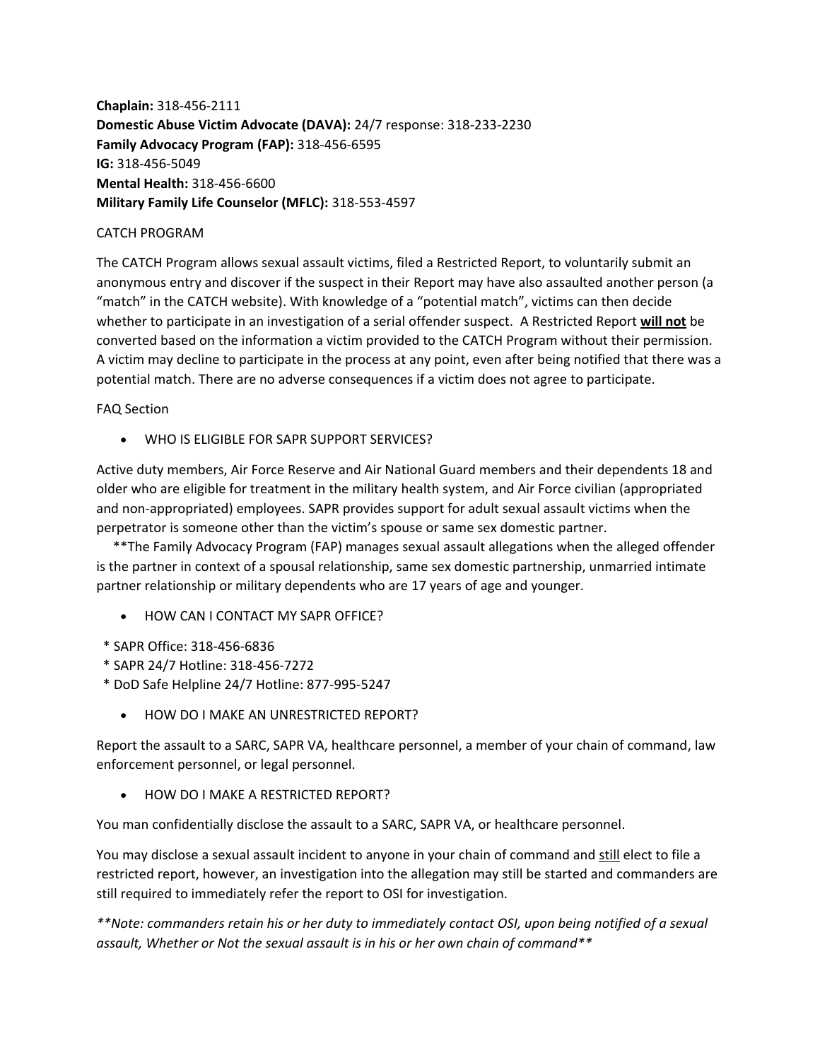**Chaplain:** 318-456-2111
**Domestic Abuse Victim Advocate (DAVA):** 24/7 response: 318-233-2230
**Family Advocacy Program (FAP):** 318-456-6595
**IG:** 318-456-5049
**Mental Health:** 318-456-6600
**Military Family Life Counselor (MFLC):** 318-553-4597

CATCH PROGRAM

The CATCH Program allows sexual assault victims, filed a Restricted Report, to voluntarily submit an anonymous entry and discover if the suspect in their Report may have also assaulted another person (a "match" in the CATCH website). With knowledge of a "potential match", victims can then decide whether to participate in an investigation of a serial offender suspect. A Restricted Report <u>**will not**</u> be converted based on the information a victim provided to the CATCH Program without their permission. A victim may decline to participate in the process at any point, even after being notified that there was a potential match. There are no adverse consequences if a victim does not agree to participate.

FAQ Section

- WHO IS ELIGIBLE FOR SAPR SUPPORT SERVICES?

Active duty members, Air Force Reserve and Air National Guard members and their dependents 18 and older who are eligible for treatment in the military health system, and Air Force civilian (appropriated and non-appropriated) employees. SAPR provides support for adult sexual assault victims when the perpetrator is someone other than the victim's spouse or same sex domestic partner.

**The Family Advocacy Program (FAP) manages sexual assault allegations when the alleged offender is the partner in context of a spousal relationship, same sex domestic partnership, unmarried intimate partner relationship or military dependents who are 17 years of age and younger.

- HOW CAN I CONTACT MY SAPR OFFICE?

* SAPR Office: 318-456-6836
* SAPR 24/7 Hotline: 318-456-7272
* DoD Safe Helpline 24/7 Hotline: 877-995-5247

- HOW DO I MAKE AN UNRESTRICTED REPORT?

Report the assault to a SARC, SAPR VA, healthcare personnel, a member of your chain of command, law enforcement personnel, or legal personnel.

- HOW DO I MAKE A RESTRICTED REPORT?

You man confidentially disclose the assault to a SARC, SAPR VA, or healthcare personnel.

You may disclose a sexual assault incident to anyone in your chain of command and <u>still</u> elect to file a restricted report, however, an investigation into the allegation may still be started and commanders are still required to immediately refer the report to OSI for investigation.

*\*\*Note: commanders retain his or her duty to immediately contact OSI, upon being notified of a sexual assault, Whether or Not the sexual assault is in his or her own chain of command\*\**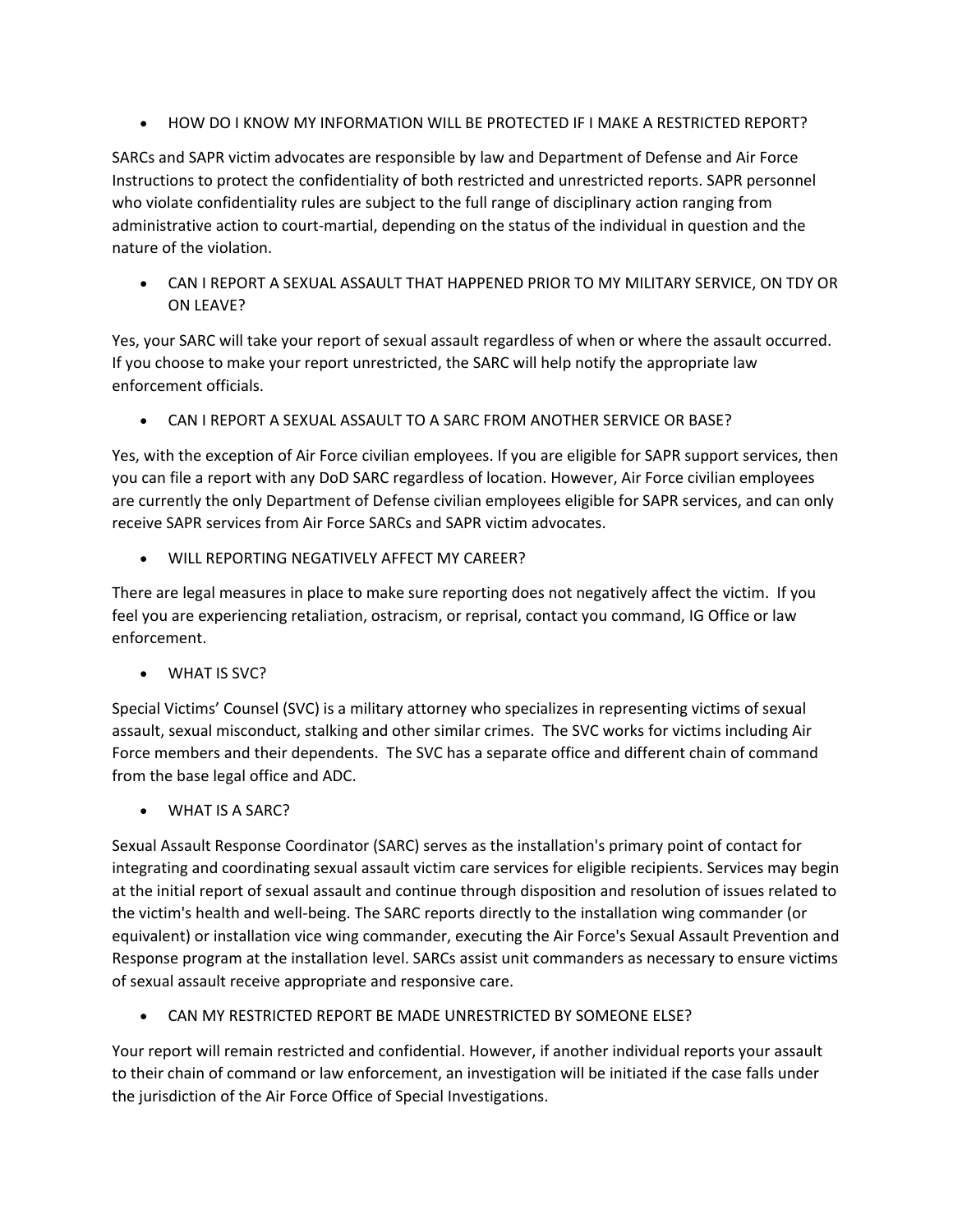- HOW DO I KNOW MY INFORMATION WILL BE PROTECTED IF I MAKE A RESTRICTED REPORT?

SARCs and SAPR victim advocates are responsible by law and Department of Defense and Air Force Instructions to protect the confidentiality of both restricted and unrestricted reports. SAPR personnel who violate confidentiality rules are subject to the full range of disciplinary action ranging from administrative action to court-martial, depending on the status of the individual in question and the nature of the violation.

- CAN I REPORT A SEXUAL ASSAULT THAT HAPPENED PRIOR TO MY MILITARY SERVICE, ON TDY OR ON LEAVE?

Yes, your SARC will take your report of sexual assault regardless of when or where the assault occurred. If you choose to make your report unrestricted, the SARC will help notify the appropriate law enforcement officials.

- CAN I REPORT A SEXUAL ASSAULT TO A SARC FROM ANOTHER SERVICE OR BASE?

Yes, with the exception of Air Force civilian employees. If you are eligible for SAPR support services, then you can file a report with any DoD SARC regardless of location. However, Air Force civilian employees are currently the only Department of Defense civilian employees eligible for SAPR services, and can only receive SAPR services from Air Force SARCs and SAPR victim advocates.

- WILL REPORTING NEGATIVELY AFFECT MY CAREER?

There are legal measures in place to make sure reporting does not negatively affect the victim. If you feel you are experiencing retaliation, ostracism, or reprisal, contact you command, IG Office or law enforcement.

- WHAT IS SVC?

Special Victims' Counsel (SVC) is a military attorney who specializes in representing victims of sexual assault, sexual misconduct, stalking and other similar crimes. The SVC works for victims including Air Force members and their dependents. The SVC has a separate office and different chain of command from the base legal office and ADC.

- WHAT IS A SARC?

Sexual Assault Response Coordinator (SARC) serves as the installation's primary point of contact for integrating and coordinating sexual assault victim care services for eligible recipients. Services may begin at the initial report of sexual assault and continue through disposition and resolution of issues related to the victim's health and well-being. The SARC reports directly to the installation wing commander (or equivalent) or installation vice wing commander, executing the Air Force's Sexual Assault Prevention and Response program at the installation level. SARCs assist unit commanders as necessary to ensure victims of sexual assault receive appropriate and responsive care.

- CAN MY RESTRICTED REPORT BE MADE UNRESTRICTED BY SOMEONE ELSE?

Your report will remain restricted and confidential. However, if another individual reports your assault to their chain of command or law enforcement, an investigation will be initiated if the case falls under the jurisdiction of the Air Force Office of Special Investigations.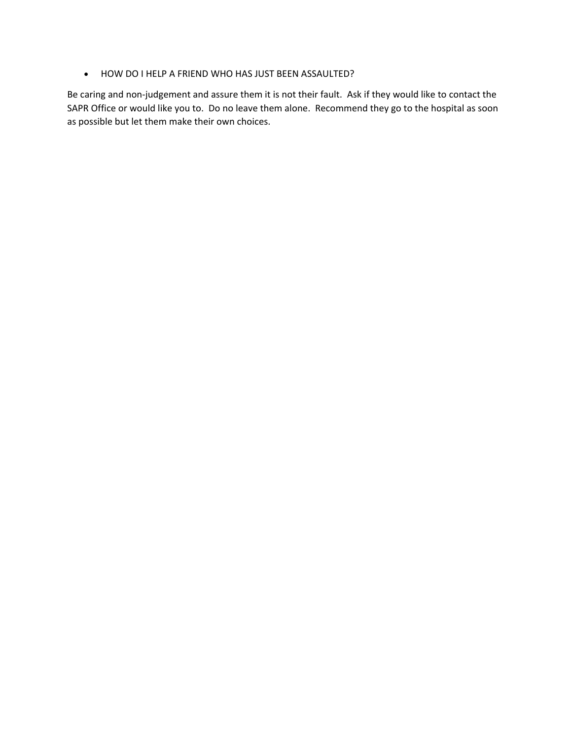- HOW DO I HELP A FRIEND WHO HAS JUST BEEN ASSAULTED?

Be caring and non-judgement and assure them it is not their fault. Ask if they would like to contact the SAPR Office or would like you to. Do no leave them alone. Recommend they go to the hospital as soon as possible but let them make their own choices.